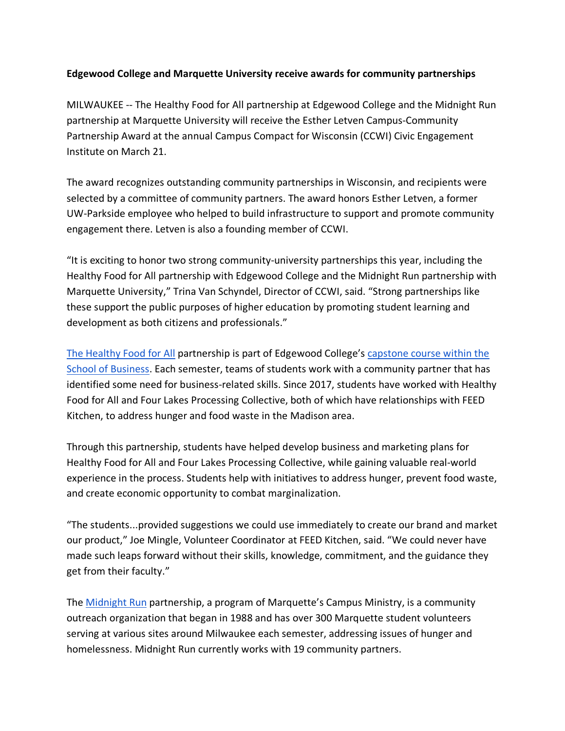**Edgewood College and Marquette University receive awards for community partnerships**

MILWAUKEE -- The Healthy Food for All partnership at Edgewood College and the Midnight Run partnership at Marquette University will receive the Esther Letven Campus-Community Partnership Award at the annual Campus Compact for Wisconsin (CCWI) Civic Engagement Institute on March 21.

The award recognizes outstanding community partnerships in Wisconsin, and recipients were selected by a committee of community partners. The award honors Esther Letven, a former UW-Parkside employee who helped to build infrastructure to support and promote community engagement there. Letven is also a founding member of CCWI.

"It is exciting to honor two strong community-university partnerships this year, including the Healthy Food for All partnership with Edgewood College and the Midnight Run partnership with Marquette University," Trina Van Schyndel, Director of CCWI, said. "Strong partnerships like these support the public purposes of higher education by promoting student learning and development as both citizens and professionals."

The Healthy Food for All partnership is part of Edgewood College's capstone course within the School of Business. Each semester, teams of students work with a community partner that has identified some need for business-related skills. Since 2017, students have worked with Healthy Food for All and Four Lakes Processing Collective, both of which have relationships with FEED Kitchen, to address hunger and food waste in the Madison area.

Through this partnership, students have helped develop business and marketing plans for Healthy Food for All and Four Lakes Processing Collective, while gaining valuable real-world experience in the process. Students help with initiatives to address hunger, prevent food waste, and create economic opportunity to combat marginalization.

"The students...provided suggestions we could use immediately to create our brand and market our product," Joe Mingle, Volunteer Coordinator at FEED Kitchen, said. "We could never have made such leaps forward without their skills, knowledge, commitment, and the guidance they get from their faculty."

The Midnight Run partnership, a program of Marquette's Campus Ministry, is a community outreach organization that began in 1988 and has over 300 Marquette student volunteers serving at various sites around Milwaukee each semester, addressing issues of hunger and homelessness. Midnight Run currently works with 19 community partners.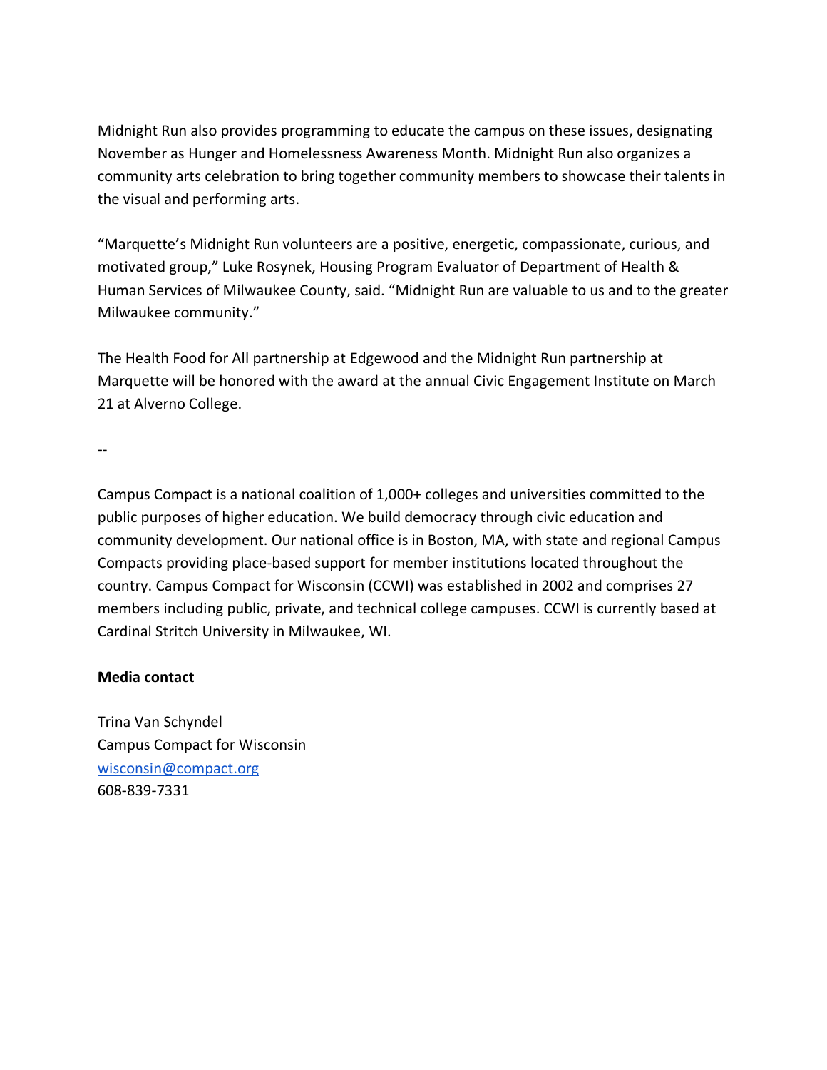Midnight Run also provides programming to educate the campus on these issues, designating November as Hunger and Homelessness Awareness Month. Midnight Run also organizes a community arts celebration to bring together community members to showcase their talents in the visual and performing arts.

"Marquette's Midnight Run volunteers are a positive, energetic, compassionate, curious, and motivated group," Luke Rosynek, Housing Program Evaluator of Department of Health & Human Services of Milwaukee County, said. "Midnight Run are valuable to us and to the greater Milwaukee community."

The Health Food for All partnership at Edgewood and the Midnight Run partnership at Marquette will be honored with the award at the annual Civic Engagement Institute on March 21 at Alverno College.

--

Campus Compact is a national coalition of 1,000+ colleges and universities committed to the public purposes of higher education. We build democracy through civic education and community development. Our national office is in Boston, MA, with state and regional Campus Compacts providing place-based support for member institutions located throughout the country. Campus Compact for Wisconsin (CCWI) was established in 2002 and comprises 27 members including public, private, and technical college campuses. CCWI is currently based at Cardinal Stritch University in Milwaukee, WI.

**Media contact**

Trina Van Schyndel
Campus Compact for Wisconsin
wisconsin@compact.org
608-839-7331